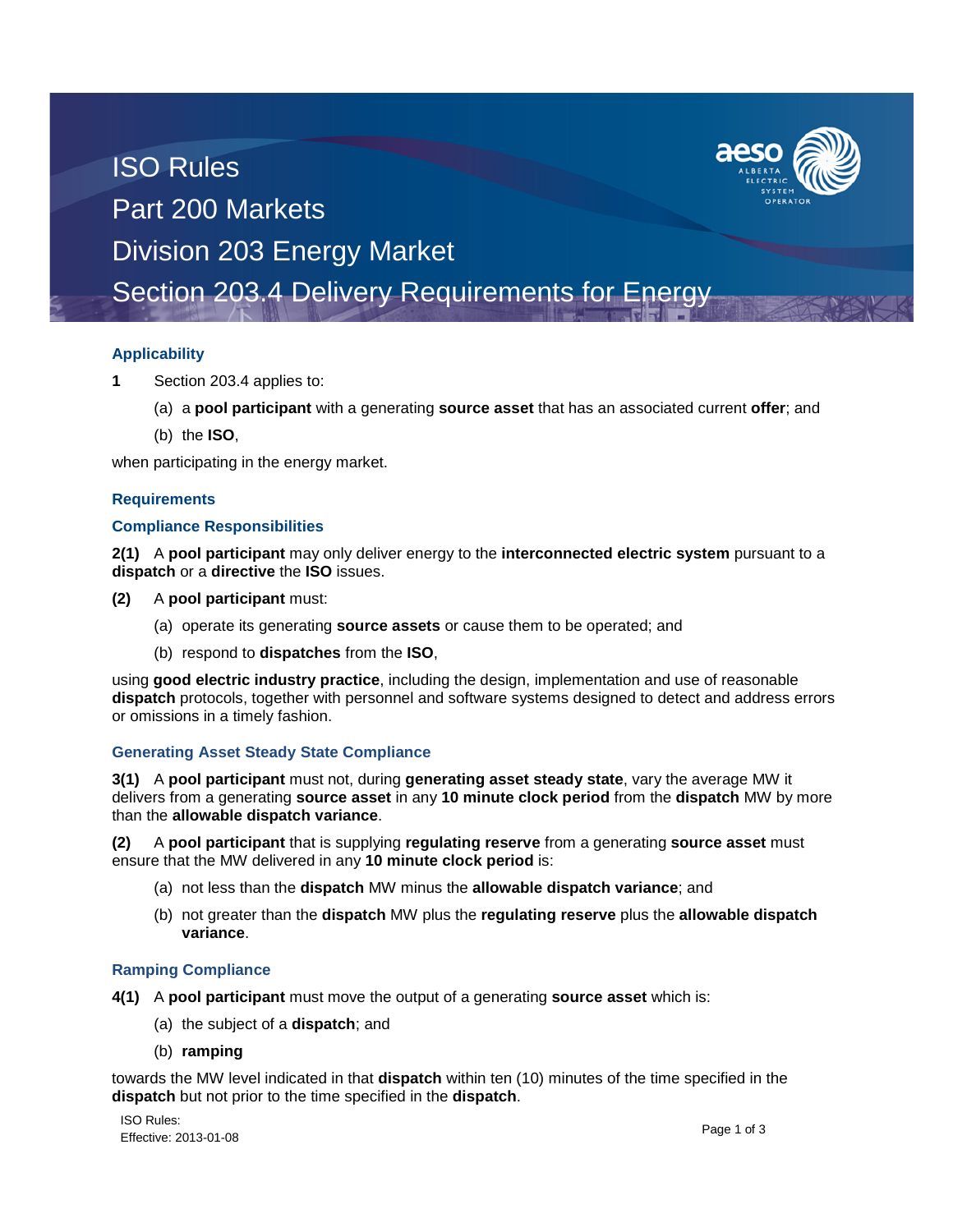# ISO Rules
## Part 200 Markets
## Division 203 Energy Market
## Section 203.4 Delivery Requirements for Energy

### Applicability

**1** Section 203.4 applies to:

(a) a **pool participant** with a generating **source asset** that has an associated current **offer**; and

(b) the **ISO**,

when participating in the energy market.

### Requirements

### Compliance Responsibilities

**2(1)** A **pool participant** may only deliver energy to the **interconnected electric system** pursuant to a **dispatch** or a **directive** the **ISO** issues.

**(2)** A **pool participant** must:

(a) operate its generating **source assets** or cause them to be operated; and

(b) respond to **dispatches** from the **ISO**,

using **good electric industry practice**, including the design, implementation and use of reasonable **dispatch** protocols, together with personnel and software systems designed to detect and address errors or omissions in a timely fashion.

### Generating Asset Steady State Compliance

**3(1)** A **pool participant** must not, during **generating asset steady state**, vary the average MW it delivers from a generating **source asset** in any **10 minute clock period** from the **dispatch** MW by more than the **allowable dispatch variance**.

**(2)** A **pool participant** that is supplying **regulating reserve** from a generating **source asset** must ensure that the MW delivered in any **10 minute clock period** is:

(a) not less than the **dispatch** MW minus the **allowable dispatch variance**; and

(b) not greater than the **dispatch** MW plus the **regulating reserve** plus the **allowable dispatch variance**.

### Ramping Compliance

**4(1)** A **pool participant** must move the output of a generating **source asset** which is:

(a) the subject of a **dispatch**; and

(b) **ramping**

towards the MW level indicated in that **dispatch** within ten (10) minutes of the time specified in the **dispatch** but not prior to the time specified in the **dispatch**.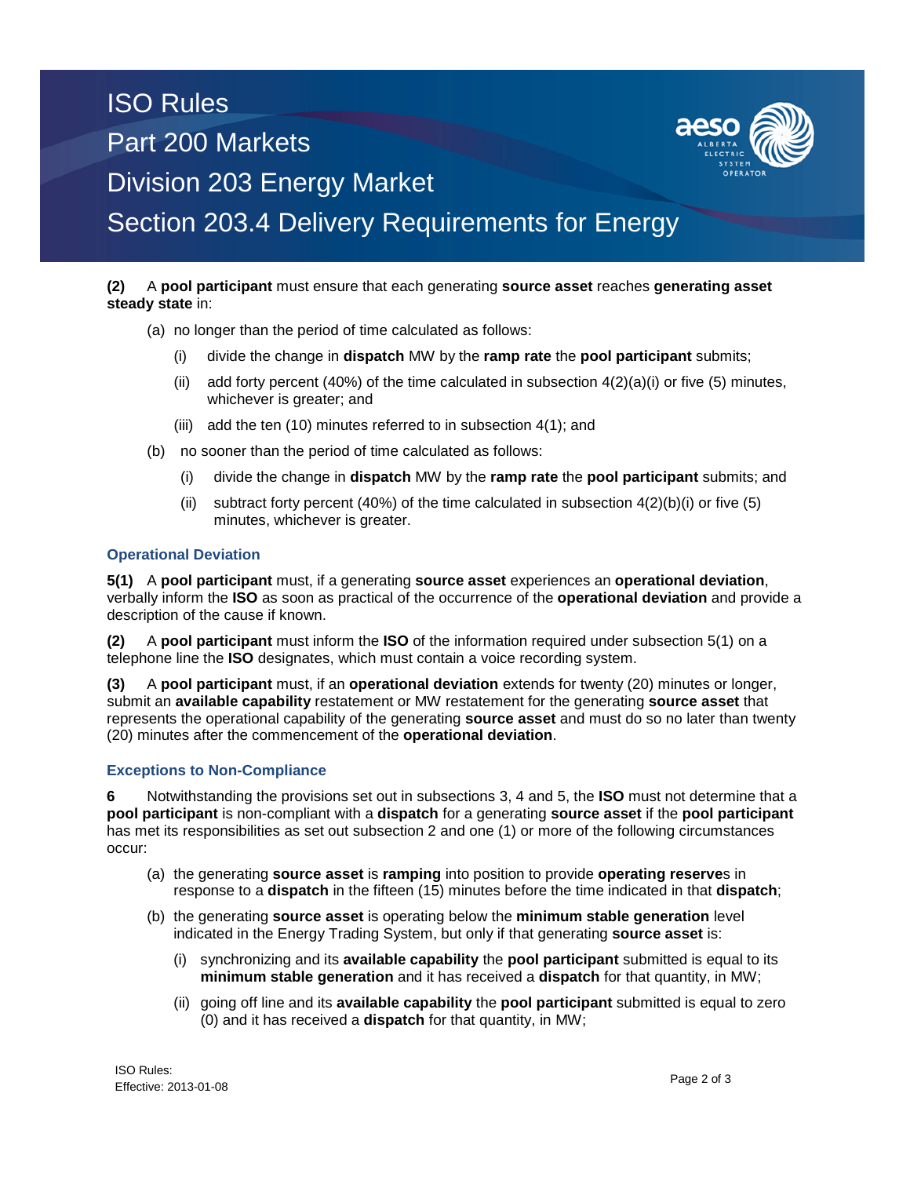**(2)** A **pool participant** must ensure that each generating **source asset** reaches **generating asset steady state** in:

(a) no longer than the period of time calculated as follows:

(i) divide the change in **dispatch** MW by the **ramp rate** the **pool participant** submits;

(ii) add forty percent (40%) of the time calculated in subsection 4(2)(a)(i) or five (5) minutes, whichever is greater; and

(iii) add the ten (10) minutes referred to in subsection 4(1); and

(b) no sooner than the period of time calculated as follows:

(i) divide the change in **dispatch** MW by the **ramp rate** the **pool participant** submits; and

(ii) subtract forty percent (40%) of the time calculated in subsection 4(2)(b)(i) or five (5) minutes, whichever is greater.

### Operational Deviation

**5(1)** A **pool participant** must, if a generating **source asset** experiences an **operational deviation**, verbally inform the **ISO** as soon as practical of the occurrence of the **operational deviation** and provide a description of the cause if known.

**(2)** A **pool participant** must inform the **ISO** of the information required under subsection 5(1) on a telephone line the **ISO** designates, which must contain a voice recording system.

**(3)** A **pool participant** must, if an **operational deviation** extends for twenty (20) minutes or longer, submit an **available capability** restatement or MW restatement for the generating **source asset** that represents the operational capability of the generating **source asset** and must do so no later than twenty (20) minutes after the commencement of the **operational deviation**.

### Exceptions to Non-Compliance

**6** Notwithstanding the provisions set out in subsections 3, 4 and 5, the **ISO** must not determine that a **pool participant** is non-compliant with a **dispatch** for a generating **source asset** if the **pool participant** has met its responsibilities as set out subsection 2 and one (1) or more of the following circumstances occur:

(a) the generating **source asset** is **ramping** into position to provide **operating reserve**s in response to a **dispatch** in the fifteen (15) minutes before the time indicated in that **dispatch**;

(b) the generating **source asset** is operating below the **minimum stable generation** level indicated in the Energy Trading System, but only if that generating **source asset** is:

(i) synchronizing and its **available capability** the **pool participant** submitted is equal to its **minimum stable generation** and it has received a **dispatch** for that quantity, in MW;

(ii) going off line and its **available capability** the **pool participant** submitted is equal to zero (0) and it has received a **dispatch** for that quantity, in MW;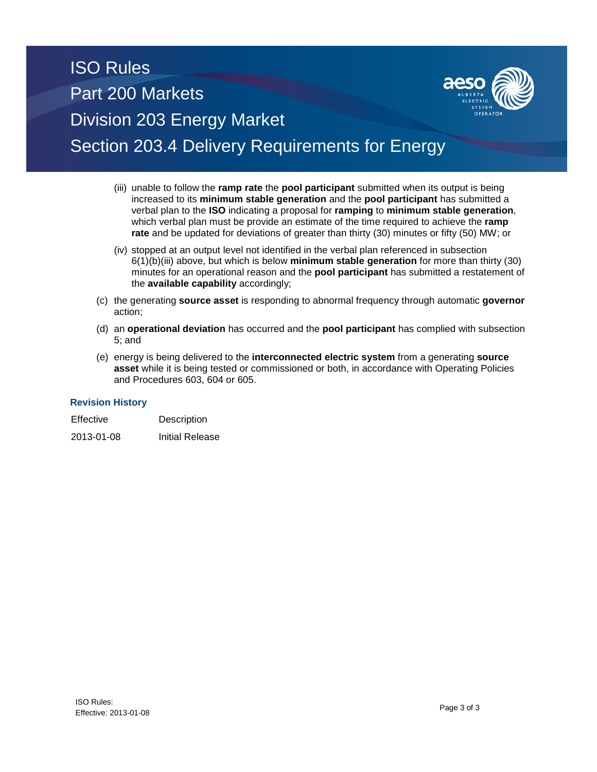(iii) unable to follow the **ramp rate** the **pool participant** submitted when its output is being increased to its **minimum stable generation** and the **pool participant** has submitted a verbal plan to the **ISO** indicating a proposal for **ramping** to **minimum stable generation**, which verbal plan must be provide an estimate of the time required to achieve the **ramp rate** and be updated for deviations of greater than thirty (30) minutes or fifty (50) MW; or

(iv) stopped at an output level not identified in the verbal plan referenced in subsection 6(1)(b)(iii) above, but which is below **minimum stable generation** for more than thirty (30) minutes for an operational reason and the **pool participant** has submitted a restatement of the **available capability** accordingly;

(c) the generating **source asset** is responding to abnormal frequency through automatic **governor** action;

(d) an **operational deviation** has occurred and the **pool participant** has complied with subsection 5; and

(e) energy is being delivered to the **interconnected electric system** from a generating **source asset** while it is being tested or commissioned or both, in accordance with Operating Policies and Procedures 603, 604 or 605.

### Revision History

| Effective | Description |
|---|---|
| 2013-01-08 | Initial Release |